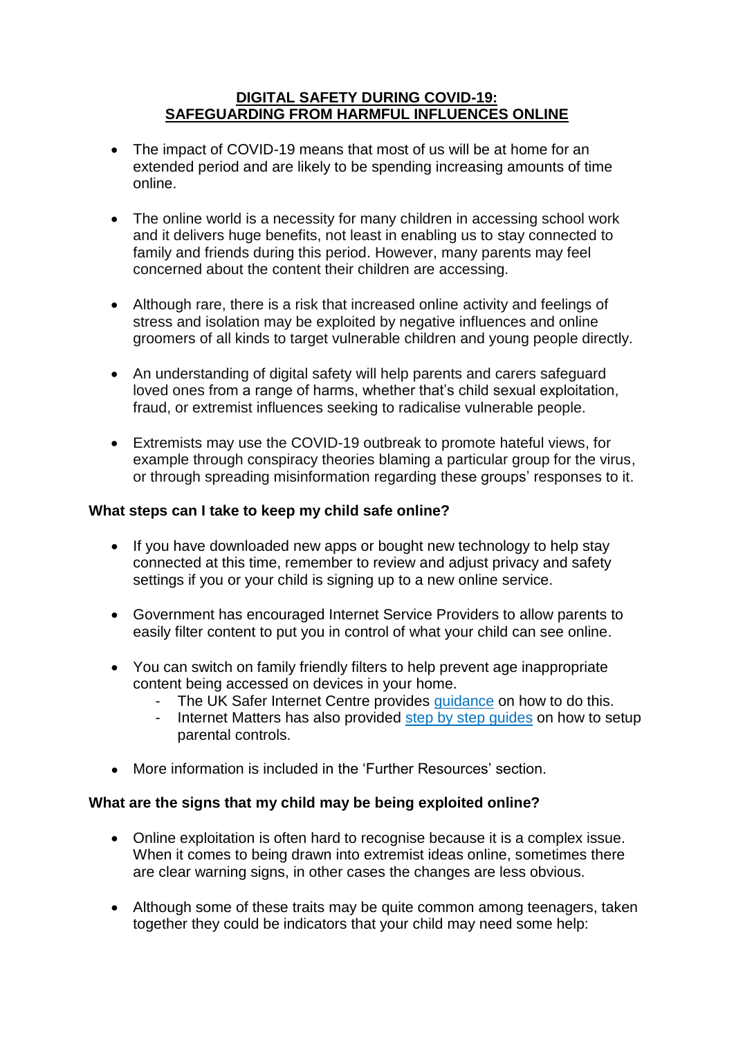# DIGITAL SAFETY DURING COVID-19: SAFEGUARDING FROM HARMFUL INFLUENCES ONLINE

- The impact of COVID-19 means that most of us will be at home for an extended period and are likely to be spending increasing amounts of time online.

- The online world is a necessity for many children in accessing school work and it delivers huge benefits, not least in enabling us to stay connected to family and friends during this period. However, many parents may feel concerned about the content their children are accessing.

- Although rare, there is a risk that increased online activity and feelings of stress and isolation may be exploited by negative influences and online groomers of all kinds to target vulnerable children and young people directly.

- An understanding of digital safety will help parents and carers safeguard loved ones from a range of harms, whether that's child sexual exploitation, fraud, or extremist influences seeking to radicalise vulnerable people.

- Extremists may use the COVID-19 outbreak to promote hateful views, for example through conspiracy theories blaming a particular group for the virus, or through spreading misinformation regarding these groups' responses to it.

## What steps can I take to keep my child safe online?

- If you have downloaded new apps or bought new technology to help stay connected at this time, remember to review and adjust privacy and safety settings if you or your child is signing up to a new online service.

- Government has encouraged Internet Service Providers to allow parents to easily filter content to put you in control of what your child can see online.

- You can switch on family friendly filters to help prevent age inappropriate content being accessed on devices in your home.
  - The UK Safer Internet Centre provides guidance on how to do this.
  - Internet Matters has also provided step by step guides on how to setup parental controls.

- More information is included in the 'Further Resources' section.

## What are the signs that my child may be being exploited online?

- Online exploitation is often hard to recognise because it is a complex issue. When it comes to being drawn into extremist ideas online, sometimes there are clear warning signs, in other cases the changes are less obvious.

- Although some of these traits may be quite common among teenagers, taken together they could be indicators that your child may need some help: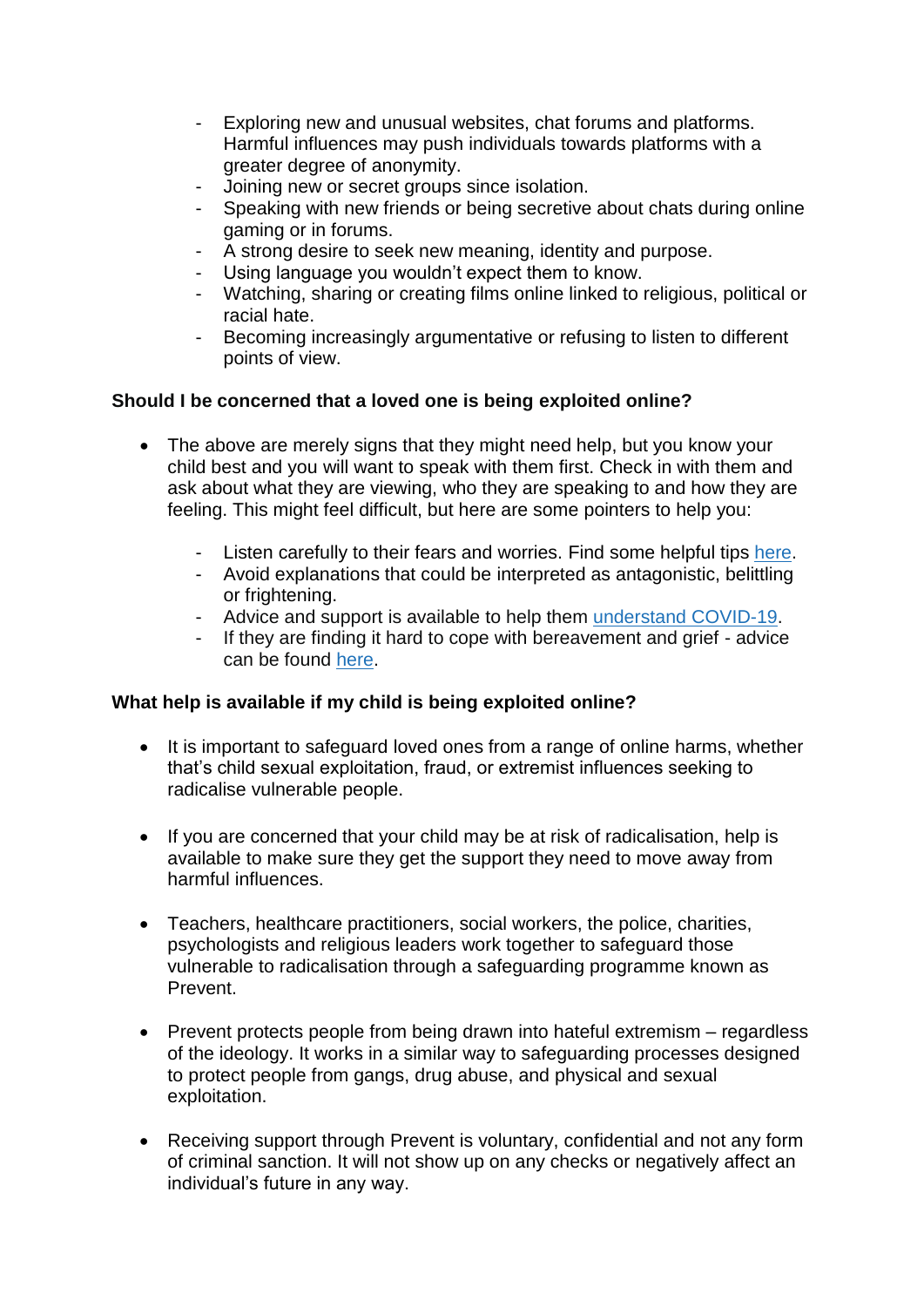- Exploring new and unusual websites, chat forums and platforms. Harmful influences may push individuals towards platforms with a greater degree of anonymity.
- Joining new or secret groups since isolation.
- Speaking with new friends or being secretive about chats during online gaming or in forums.
- A strong desire to seek new meaning, identity and purpose.
- Using language you wouldn't expect them to know.
- Watching, sharing or creating films online linked to religious, political or racial hate.
- Becoming increasingly argumentative or refusing to listen to different points of view.

**Should I be concerned that a loved one is being exploited online?**

- The above are merely signs that they might need help, but you know your child best and you will want to speak with them first. Check in with them and ask about what they are viewing, who they are speaking to and how they are feeling. This might feel difficult, but here are some pointers to help you:
    - Listen carefully to their fears and worries. Find some helpful tips here.
    - Avoid explanations that could be interpreted as antagonistic, belittling or frightening.
    - Advice and support is available to help them understand COVID-19.
    - If they are finding it hard to cope with bereavement and grief - advice can be found here.

**What help is available if my child is being exploited online?**

- It is important to safeguard loved ones from a range of online harms, whether that's child sexual exploitation, fraud, or extremist influences seeking to radicalise vulnerable people.

- If you are concerned that your child may be at risk of radicalisation, help is available to make sure they get the support they need to move away from harmful influences.

- Teachers, healthcare practitioners, social workers, the police, charities, psychologists and religious leaders work together to safeguard those vulnerable to radicalisation through a safeguarding programme known as Prevent.

- Prevent protects people from being drawn into hateful extremism – regardless of the ideology. It works in a similar way to safeguarding processes designed to protect people from gangs, drug abuse, and physical and sexual exploitation.

- Receiving support through Prevent is voluntary, confidential and not any form of criminal sanction. It will not show up on any checks or negatively affect an individual's future in any way.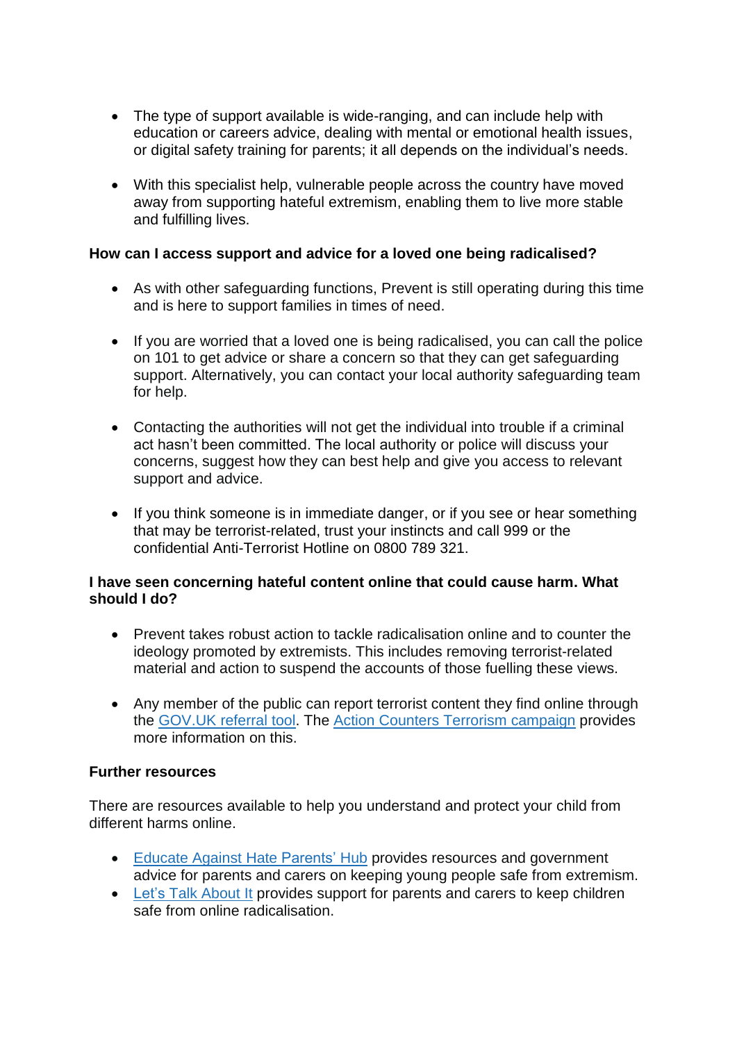- The type of support available is wide-ranging, and can include help with education or careers advice, dealing with mental or emotional health issues, or digital safety training for parents; it all depends on the individual's needs.

- With this specialist help, vulnerable people across the country have moved away from supporting hateful extremism, enabling them to live more stable and fulfilling lives.

**How can I access support and advice for a loved one being radicalised?**

- As with other safeguarding functions, Prevent is still operating during this time and is here to support families in times of need.

- If you are worried that a loved one is being radicalised, you can call the police on 101 to get advice or share a concern so that they can get safeguarding support. Alternatively, you can contact your local authority safeguarding team for help.

- Contacting the authorities will not get the individual into trouble if a criminal act hasn't been committed. The local authority or police will discuss your concerns, suggest how they can best help and give you access to relevant support and advice.

- If you think someone is in immediate danger, or if you see or hear something that may be terrorist-related, trust your instincts and call 999 or the confidential Anti-Terrorist Hotline on 0800 789 321.

**I have seen concerning hateful content online that could cause harm. What should I do?**

- Prevent takes robust action to tackle radicalisation online and to counter the ideology promoted by extremists. This includes removing terrorist-related material and action to suspend the accounts of those fuelling these views.

- Any member of the public can report terrorist content they find online through the GOV.UK referral tool. The Action Counters Terrorism campaign provides more information on this.

**Further resources**

There are resources available to help you understand and protect your child from different harms online.

- Educate Against Hate Parents' Hub provides resources and government advice for parents and carers on keeping young people safe from extremism.
- Let's Talk About It provides support for parents and carers to keep children safe from online radicalisation.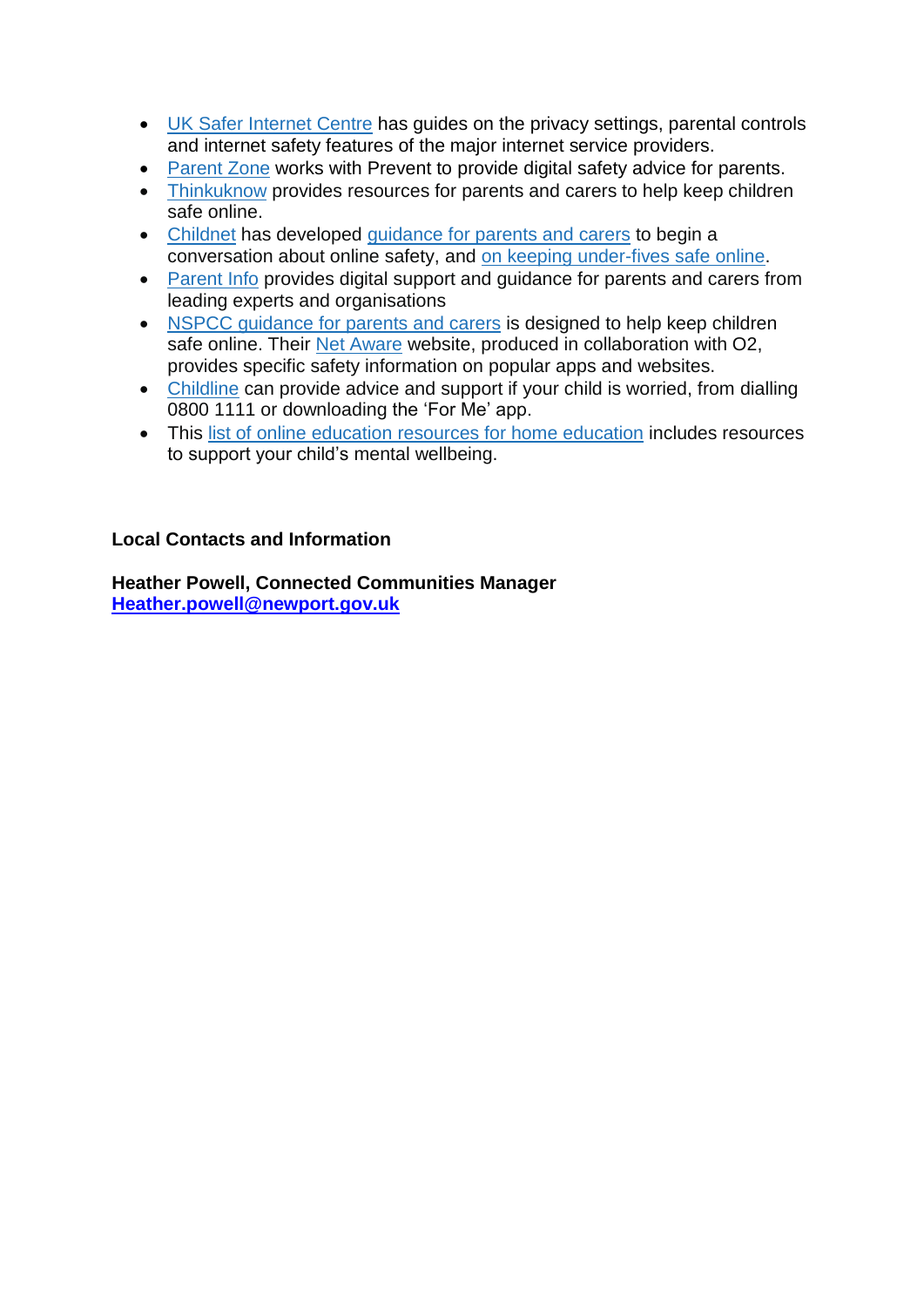- UK Safer Internet Centre has guides on the privacy settings, parental controls and internet safety features of the major internet service providers.
- Parent Zone works with Prevent to provide digital safety advice for parents.
- Thinkuknow provides resources for parents and carers to help keep children safe online.
- Childnet has developed guidance for parents and carers to begin a conversation about online safety, and on keeping under-fives safe online.
- Parent Info provides digital support and guidance for parents and carers from leading experts and organisations
- NSPCC guidance for parents and carers is designed to help keep children safe online. Their Net Aware website, produced in collaboration with O2, provides specific safety information on popular apps and websites.
- Childline can provide advice and support if your child is worried, from dialling 0800 1111 or downloading the 'For Me' app.
- This list of online education resources for home education includes resources to support your child's mental wellbeing.

**Local Contacts and Information**

**Heather Powell, Connected Communities Manager**
**Heather.powell@newport.gov.uk**